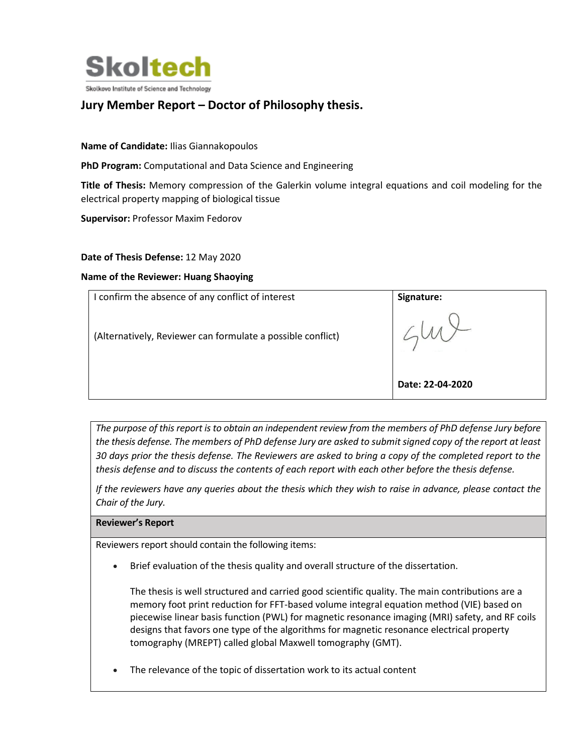Skoltech

Skolkovo Institute of Science and Technology

## Jury Member Report – Doctor of Philosophy thesis.

**Name of Candidate:** Ilias Giannakopoulos

**PhD Program:** Computational and Data Science and Engineering

**Title of Thesis:** Memory compression of the Galerkin volume integral equations and coil modeling for the electrical property mapping of biological tissue

**Supervisor:** Professor Maxim Fedorov

**Date of Thesis Defense:** 12 May 2020

**Name of the Reviewer: Huang Shaoying**

| I confirm the absence of any conflict of interest<br><br>(Alternatively, Reviewer can formulate a possible conflict) | **Signature:**<br><br>**Date: 22-04-2020** |
|---|---|

*The purpose of this report is to obtain an independent review from the members of PhD defense Jury before the thesis defense. The members of PhD defense Jury are asked to submit signed copy of the report at least 30 days prior the thesis defense. The Reviewers are asked to bring a copy of the completed report to the thesis defense and to discuss the contents of each report with each other before the thesis defense.*

*If the reviewers have any queries about the thesis which they wish to raise in advance, please contact the Chair of the Jury.*

**Reviewer's Report**

Reviewers report should contain the following items:

- Brief evaluation of the thesis quality and overall structure of the dissertation.

  The thesis is well structured and carried good scientific quality. The main contributions are a memory foot print reduction for FFT-based volume integral equation method (VIE) based on piecewise linear basis function (PWL) for magnetic resonance imaging (MRI) safety, and RF coils designs that favors one type of the algorithms for magnetic resonance electrical property tomography (MREPT) called global Maxwell tomography (GMT).

- The relevance of the topic of dissertation work to its actual content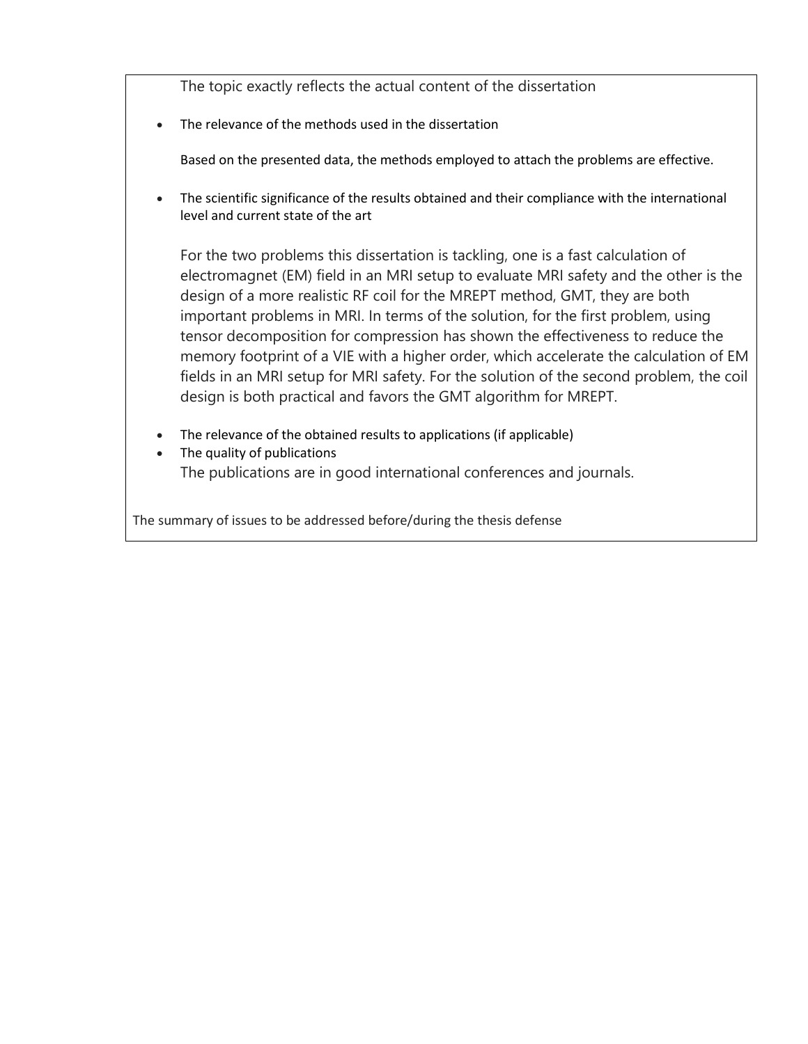The topic exactly reflects the actual content of the dissertation

- The relevance of the methods used in the dissertation

  Based on the presented data, the methods employed to attach the problems are effective.

- The scientific significance of the results obtained and their compliance with the international level and current state of the art

  For the two problems this dissertation is tackling, one is a fast calculation of electromagnet (EM) field in an MRI setup to evaluate MRI safety and the other is the design of a more realistic RF coil for the MREPT method, GMT, they are both important problems in MRI. In terms of the solution, for the first problem, using tensor decomposition for compression has shown the effectiveness to reduce the memory footprint of a VIE with a higher order, which accelerate the calculation of EM fields in an MRI setup for MRI safety. For the solution of the second problem, the coil design is both practical and favors the GMT algorithm for MREPT.

- The relevance of the obtained results to applications (if applicable)
- The quality of publications

  The publications are in good international conferences and journals.

The summary of issues to be addressed before/during the thesis defense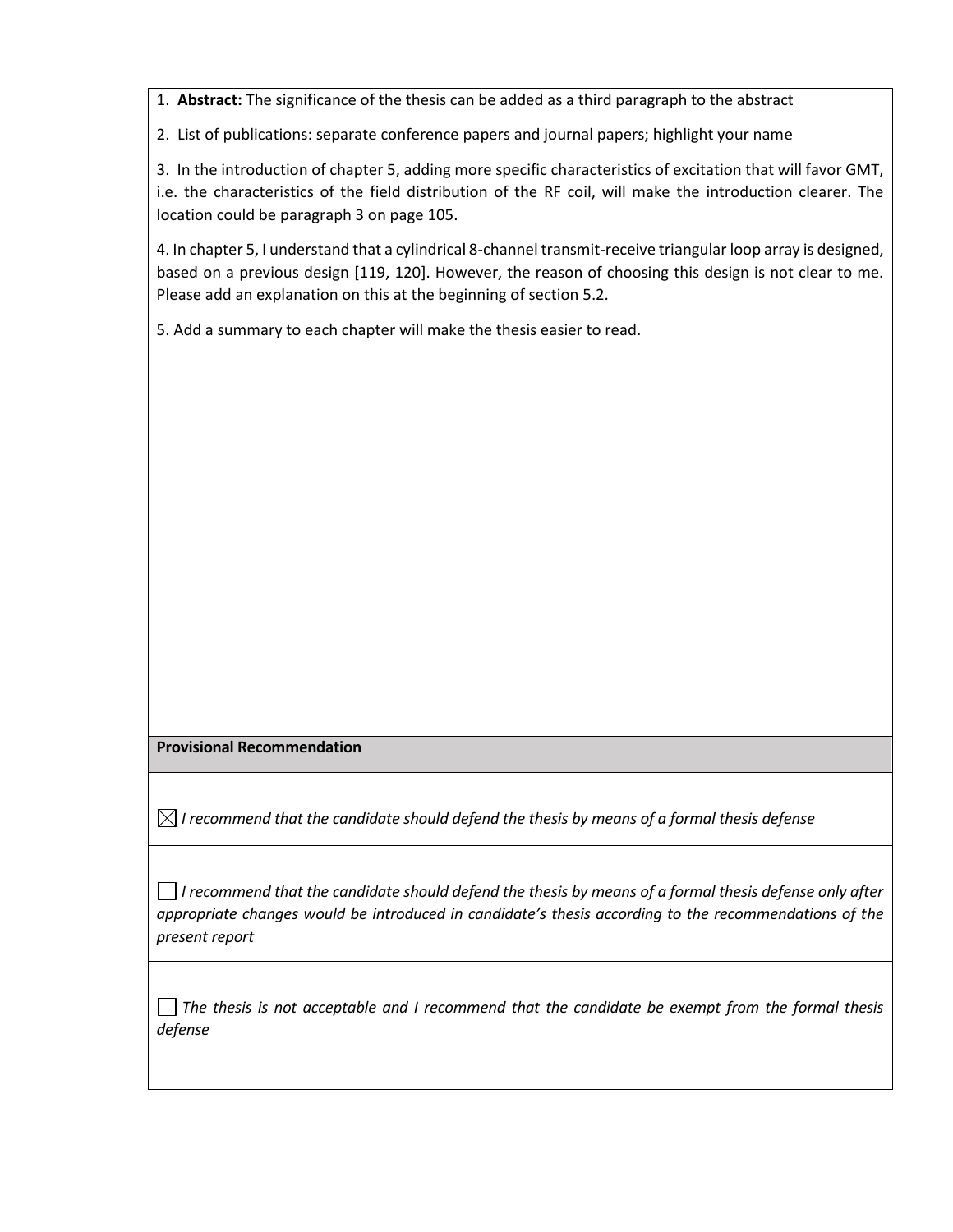1. **Abstract:** The significance of the thesis can be added as a third paragraph to the abstract

2. List of publications: separate conference papers and journal papers; highlight your name

3. In the introduction of chapter 5, adding more specific characteristics of excitation that will favor GMT, i.e. the characteristics of the field distribution of the RF coil, will make the introduction clearer. The location could be paragraph 3 on page 105.

4. In chapter 5, I understand that a cylindrical 8-channel transmit-receive triangular loop array is designed, based on a previous design [119, 120]. However, the reason of choosing this design is not clear to me. Please add an explanation on this at the beginning of section 5.2.

5. Add a summary to each chapter will make the thesis easier to read.

**Provisional Recommendation**

☒ *I recommend that the candidate should defend the thesis by means of a formal thesis defense*

☐ *I recommend that the candidate should defend the thesis by means of a formal thesis defense only after appropriate changes would be introduced in candidate's thesis according to the recommendations of the present report*

☐ *The thesis is not acceptable and I recommend that the candidate be exempt from the formal thesis defense*